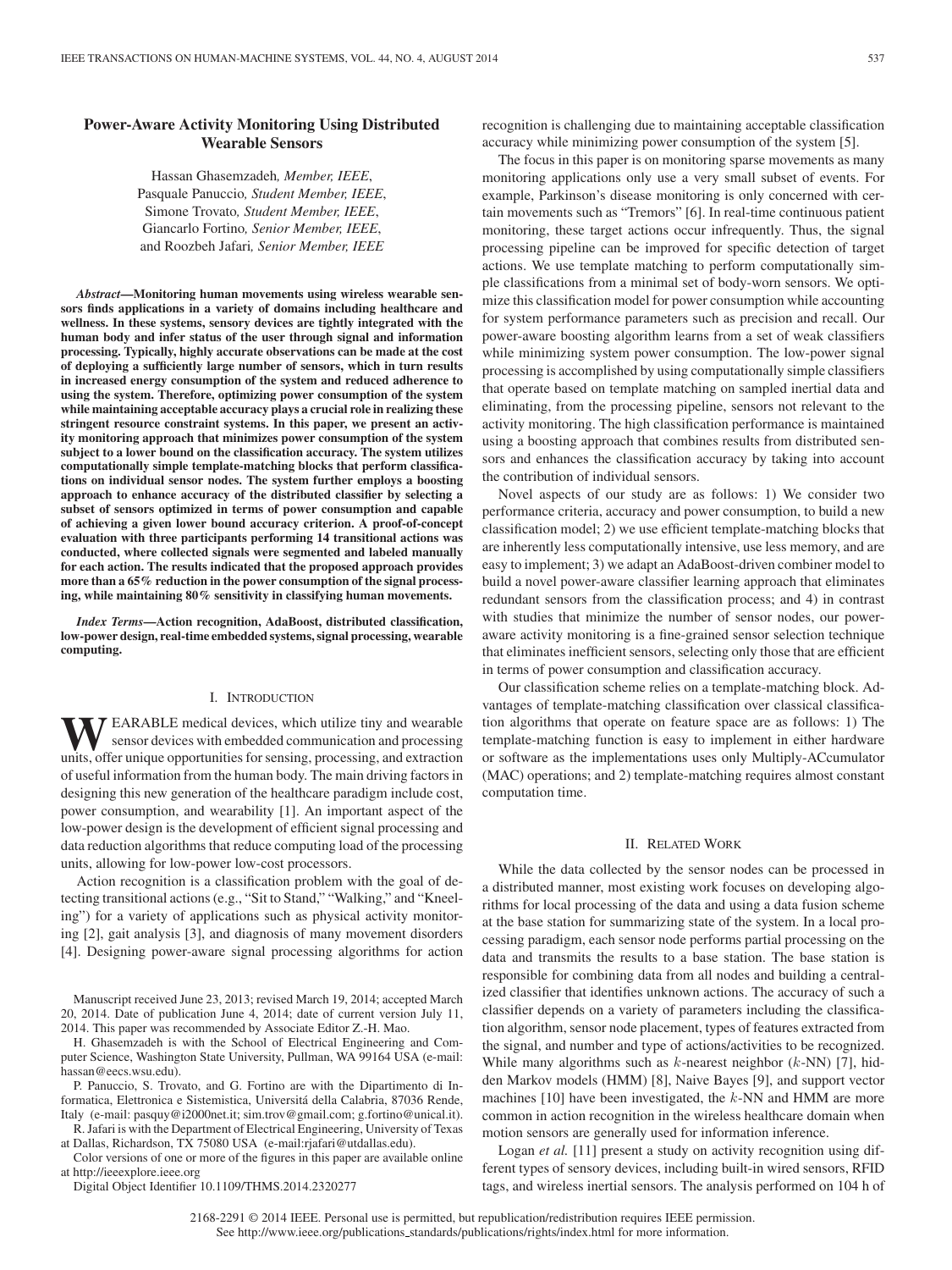# Power-Aware Activity Monitoring Using Distributed Wearable Sensors

Hassan Ghasemzadeh, *Member, IEEE*, Pasquale Panuccio, *Student Member, IEEE*, Simone Trovato, *Student Member, IEEE*, Giancarlo Fortino, *Senior Member, IEEE*, and Roozbeh Jafari, *Senior Member, IEEE*

***Abstract*—Monitoring human movements using wireless wearable sensors finds applications in a variety of domains including healthcare and wellness. In these systems, sensory devices are tightly integrated with the human body and infer status of the user through signal and information processing. Typically, highly accurate observations can be made at the cost of deploying a sufficiently large number of sensors, which in turn results in increased energy consumption of the system and reduced adherence to using the system. Therefore, optimizing power consumption of the system while maintaining acceptable accuracy plays a crucial role in realizing these stringent resource constraint systems. In this paper, we present an activity monitoring approach that minimizes power consumption of the system subject to a lower bound on the classification accuracy. The system utilizes computationally simple template-matching blocks that perform classifications on individual sensor nodes. The system further employs a boosting approach to enhance accuracy of the distributed classifier by selecting a subset of sensors optimized in terms of power consumption and capable of achieving a given lower bound accuracy criterion. A proof-of-concept evaluation with three participants performing 14 transitional actions was conducted, where collected signals were segmented and labeled manually for each action. The results indicated that the proposed approach provides more than a 65% reduction in the power consumption of the signal processing, while maintaining 80% sensitivity in classifying human movements.**

***Index Terms*—Action recognition, AdaBoost, distributed classification, low-power design, real-time embedded systems, signal processing, wearable computing.**

## I. Introduction

Wearable medical devices, which utilize tiny and wearable sensor devices with embedded communication and processing units, offer unique opportunities for sensing, processing, and extraction of useful information from the human body. The main driving factors in designing this new generation of the healthcare paradigm include cost, power consumption, and wearability [1]. An important aspect of the low-power design is the development of efficient signal processing and data reduction algorithms that reduce computing load of the processing units, allowing for low-power low-cost processors.

Action recognition is a classification problem with the goal of detecting transitional actions (e.g., "Sit to Stand," "Walking," and "Kneeling") for a variety of applications such as physical activity monitoring [2], gait analysis [3], and diagnosis of many movement disorders [4]. Designing power-aware signal processing algorithms for action recognition is challenging due to maintaining acceptable classification accuracy while minimizing power consumption of the system [5].

The focus in this paper is on monitoring sparse movements as many monitoring applications only use a very small subset of events. For example, Parkinson's disease monitoring is only concerned with certain movements such as "Tremors" [6]. In real-time continuous patient monitoring, these target actions occur infrequently. Thus, the signal processing pipeline can be improved for specific detection of target actions. We use template matching to perform computationally simple classifications from a minimal set of body-worn sensors. We optimize this classification model for power consumption while accounting for system performance parameters such as precision and recall. Our power-aware boosting algorithm learns from a set of weak classifiers while minimizing system power consumption. The low-power signal processing is accomplished by using computationally simple classifiers that operate based on template matching on sampled inertial data and eliminating, from the processing pipeline, sensors not relevant to the activity monitoring. The high classification performance is maintained using a boosting approach that combines results from distributed sensors and enhances the classification accuracy by taking into account the contribution of individual sensors.

Novel aspects of our study are as follows: 1) We consider two performance criteria, accuracy and power consumption, to build a new classification model; 2) we use efficient template-matching blocks that are inherently less computationally intensive, use less memory, and are easy to implement; 3) we adapt an AdaBoost-driven combiner model to build a novel power-aware classifier learning approach that eliminates redundant sensors from the classification process; and 4) in contrast with studies that minimize the number of sensor nodes, our power-aware activity monitoring is a fine-grained sensor selection technique that eliminates inefficient sensors, selecting only those that are efficient in terms of power consumption and classification accuracy.

Our classification scheme relies on a template-matching block. Advantages of template-matching classification over classical classification algorithms that operate on feature space are as follows: 1) The template-matching function is easy to implement in either hardware or software as the implementations uses only Multiply-ACcumulator (MAC) operations; and 2) template-matching requires almost constant computation time.

## II. Related Work

While the data collected by the sensor nodes can be processed in a distributed manner, most existing work focuses on developing algorithms for local processing of the data and using a data fusion scheme at the base station for summarizing state of the system. In a local processing paradigm, each sensor node performs partial processing on the data and transmits the results to a base station. The base station is responsible for combining data from all nodes and building a centralized classifier that identifies unknown actions. The accuracy of such a classifier depends on a variety of parameters including the classification algorithm, sensor node placement, types of features extracted from the signal, and number and type of actions/activities to be recognized. While many algorithms such as $k$-nearest neighbor ($k$-NN) [7], hidden Markov models (HMM) [8], Naive Bayes [9], and support vector machines [10] have been investigated, the $k$-NN and HMM are more common in action recognition in the wireless healthcare domain when motion sensors are generally used for information inference.

Logan *et al.* [11] present a study on activity recognition using different types of sensory devices, including built-in wired sensors, RFID tags, and wireless inertial sensors. The analysis performed on 104 h of

---

Manuscript received June 23, 2013; revised March 19, 2014; accepted March 20, 2014. Date of publication June 4, 2014; date of current version July 11, 2014. This paper was recommended by Associate Editor Z.-H. Mao.

H. Ghasemzadeh is with the School of Electrical Engineering and Computer Science, Washington State University, Pullman, WA 99164 USA (e-mail: hassan@eecs.wsu.edu).

P. Panuccio, S. Trovato, and G. Fortino are with the Dipartimento di Informatica, Elettronica e Sistemistica, Universitá della Calabria, 87036 Rende, Italy (e-mail: pasquy@i2000net.it; sim.trov@gmail.com; g.fortino@unical.it).

R. Jafari is with the Department of Electrical Engineering, University of Texas at Dallas, Richardson, TX 75080 USA (e-mail:rjafari@utdallas.edu).

Color versions of one or more of the figures in this paper are available online at http://ieeexplore.ieee.org

Digital Object Identifier 10.1109/THMS.2014.2320277

2168-2291 © 2014 IEEE. Personal use is permitted, but republication/redistribution requires IEEE permission. See http://www.ieee.org/publications_standards/publications/rights/index.html for more information.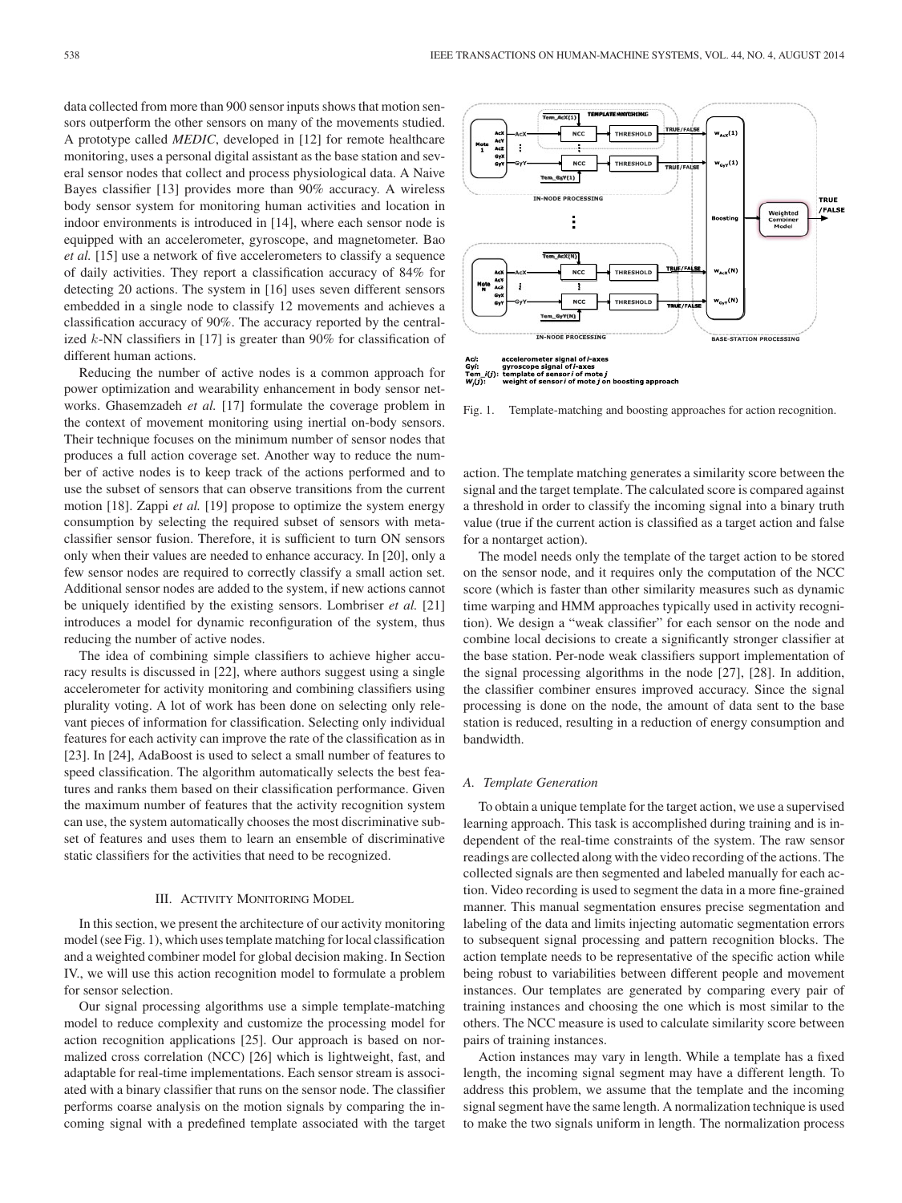data collected from more than 900 sensor inputs shows that motion sensors outperform the other sensors on many of the movements studied. A prototype called *MEDIC*, developed in [12] for remote healthcare monitoring, uses a personal digital assistant as the base station and several sensor nodes that collect and process physiological data. A Naive Bayes classifier [13] provides more than 90% accuracy. A wireless body sensor system for monitoring human activities and location in indoor environments is introduced in [14], where each sensor node is equipped with an accelerometer, gyroscope, and magnetometer. Bao *et al.* [15] use a network of five accelerometers to classify a sequence of daily activities. They report a classification accuracy of 84% for detecting 20 actions. The system in [16] uses seven different sensors embedded in a single node to classify 12 movements and achieves a classification accuracy of 90%. The accuracy reported by the centralized $k$-NN classifiers in [17] is greater than 90% for classification of different human actions.

Reducing the number of active nodes is a common approach for power optimization and wearability enhancement in body sensor networks. Ghasemzadeh *et al.* [17] formulate the coverage problem in the context of movement monitoring using inertial on-body sensors. Their technique focuses on the minimum number of sensor nodes that produces a full action coverage set. Another way to reduce the number of active nodes is to keep track of the actions performed and to use the subset of sensors that can observe transitions from the current motion [18]. Zappi *et al.* [19] propose to optimize the system energy consumption by selecting the required subset of sensors with meta-classifier sensor fusion. Therefore, it is sufficient to turn ON sensors only when their values are needed to enhance accuracy. In [20], only a few sensor nodes are required to correctly classify a small action set. Additional sensor nodes are added to the system, if new actions cannot be uniquely identified by the existing sensors. Lombriser *et al.* [21] introduces a model for dynamic reconfiguration of the system, thus reducing the number of active nodes.

The idea of combining simple classifiers to achieve higher accuracy results is discussed in [22], where authors suggest using a single accelerometer for activity monitoring and combining classifiers using plurality voting. A lot of work has been done on selecting only relevant pieces of information for classification. Selecting only individual features for each activity can improve the rate of the classification as in [23]. In [24], AdaBoost is used to select a small number of features to speed classification. The algorithm automatically selects the best features and ranks them based on their classification performance. Given the maximum number of features that the activity recognition system can use, the system automatically chooses the most discriminative subset of features and uses them to learn an ensemble of discriminative static classifiers for the activities that need to be recognized.

## III. Activity Monitoring Model

In this section, we present the architecture of our activity monitoring model (see Fig. 1), which uses template matching for local classification and a weighted combiner model for global decision making. In Section IV, we will use this action recognition model to formulate a problem for sensor selection.

Our signal processing algorithms use a simple template-matching model to reduce complexity and customize the processing model for action recognition applications [25]. Our approach is based on normalized cross correlation (NCC) [26] which is lightweight, fast, and adaptable for real-time implementations. Each sensor stream is associated with a binary classifier that runs on the sensor node. The classifier performs coarse analysis on the motion signals by comparing the incoming signal with a predefined template associated with the target action. The template matching generates a similarity score between the signal and the target template. The calculated score is compared against a threshold in order to classify the incoming signal into a binary truth value (true if the current action is classified as a target action and false for a nontarget action).

Fig. 1. Template-matching and boosting approaches for action recognition.

The model needs only the template of the target action to be stored on the sensor node, and it requires only the computation of the NCC score (which is faster than other similarity measures such as dynamic time warping and HMM approaches typically used in activity recognition). We design a "weak classifier" for each sensor on the node and combine local decisions to create a significantly stronger classifier at the base station. Per-node weak classifiers support implementation of the signal processing algorithms in the node [27], [28]. In addition, the classifier combiner ensures improved accuracy. Since the signal processing is done on the node, the amount of data sent to the base station is reduced, resulting in a reduction of energy consumption and bandwidth.

### A. Template Generation

To obtain a unique template for the target action, we use a supervised learning approach. This task is accomplished during training and is independent of the real-time constraints of the system. The raw sensor readings are collected along with the video recording of the actions. The collected signals are then segmented and labeled manually for each action. Video recording is used to segment the data in a more fine-grained manner. This manual segmentation ensures precise segmentation and labeling of the data and limits injecting automatic segmentation errors to subsequent signal processing and pattern recognition blocks. The action template needs to be representative of the specific action while being robust to variabilities between different people and movement instances. Our templates are generated by comparing every pair of training instances and choosing the one which is most similar to the others. The NCC measure is used to calculate similarity score between pairs of training instances.

Action instances may vary in length. While a template has a fixed length, the incoming signal segment may have a different length. To address this problem, we assume that the template and the incoming signal segment have the same length. A normalization technique is used to make the two signals uniform in length. The normalization process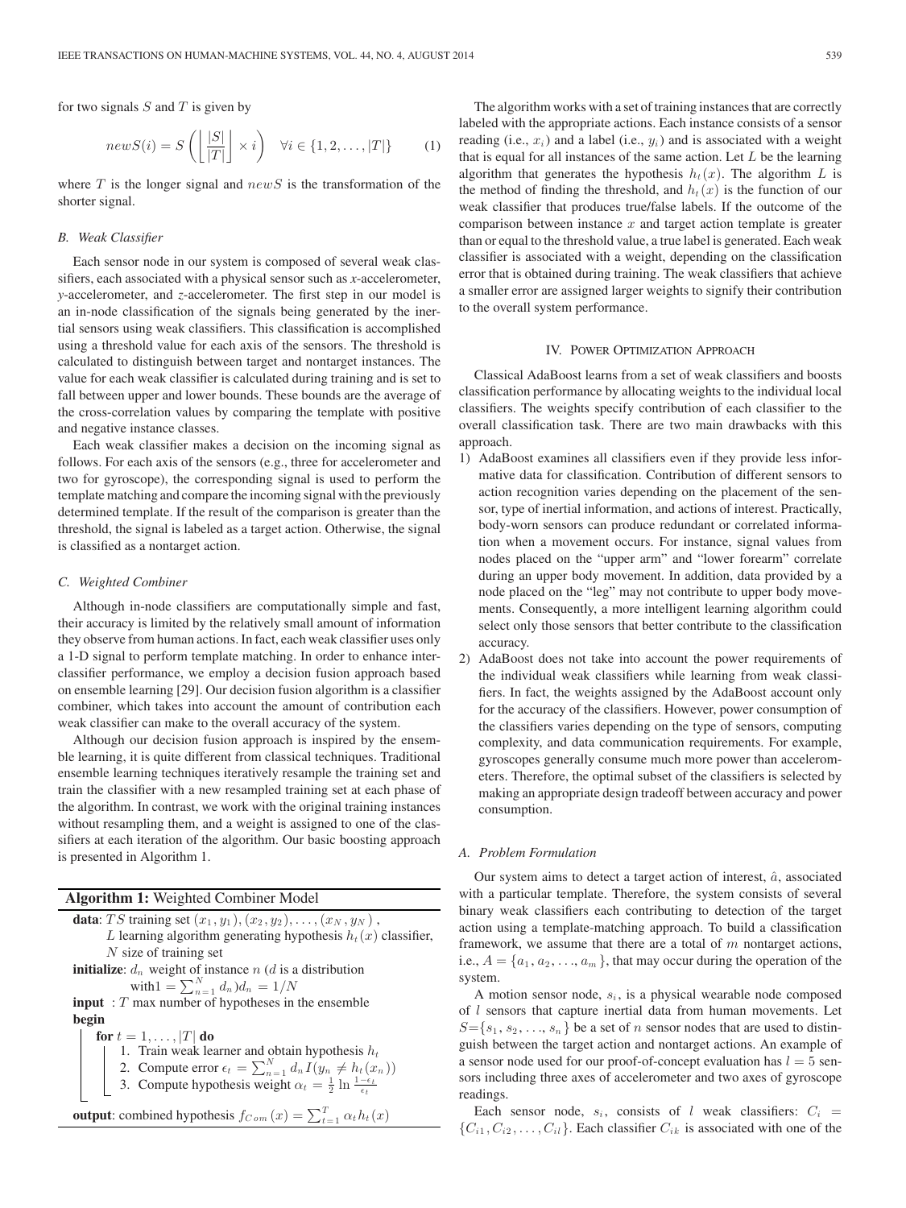for two signals $S$ and $T$ is given by

$$newS(i) = S\left(\left\lfloor \frac{|S|}{|T|} \right\rfloor \times i\right) \quad \forall i \in \{1, 2, \ldots, |T|\} \tag{1}$$

where $T$ is the longer signal and $newS$ is the transformation of the shorter signal.

### B. Weak Classifier

Each sensor node in our system is composed of several weak classifiers, each associated with a physical sensor such as *x*-accelerometer, *y*-accelerometer, and *z*-accelerometer. The first step in our model is an in-node classification of the signals being generated by the inertial sensors using weak classifiers. This classification is accomplished using a threshold value for each axis of the sensors. The threshold is calculated to distinguish between target and nontarget instances. The value for each weak classifier is calculated during training and is set to fall between upper and lower bounds. These bounds are the average of the cross-correlation values by comparing the template with positive and negative instance classes.

Each weak classifier makes a decision on the incoming signal as follows. For each axis of the sensors (e.g., three for accelerometer and two for gyroscope), the corresponding signal is used to perform the template matching and compare the incoming signal with the previously determined template. If the result of the comparison is greater than the threshold, the signal is labeled as a target action. Otherwise, the signal is classified as a nontarget action.

### C. Weighted Combiner

Although in-node classifiers are computationally simple and fast, their accuracy is limited by the relatively small amount of information they observe from human actions. In fact, each weak classifier uses only a 1-D signal to perform template matching. In order to enhance inter-classifier performance, we employ a decision fusion approach based on ensemble learning [29]. Our decision fusion algorithm is a classifier combiner, which takes into account the amount of contribution each weak classifier can make to the overall accuracy of the system.

Although our decision fusion approach is inspired by the ensemble learning, it is quite different from classical techniques. Traditional ensemble learning techniques iteratively resample the training set and train the classifier with a new resampled training set at each phase of the algorithm. In contrast, we work with the original training instances without resampling them, and a weight is assigned to one of the classifiers at each iteration of the algorithm. Our basic boosting approach is presented in Algorithm 1.

**Algorithm 1:** Weighted Combiner Model

```
data: TS training set (x_1, y_1), (x_2, y_2), ..., (x_N, y_N),
      L learning algorithm generating hypothesis h_t(x) classifier,
      N size of training set
initialize: d_n weight of instance n (d is a distribution
      with 1 = Σ_{n=1}^{N} d_n) d_n = 1/N
input : T max number of hypotheses in the ensemble
begin
   for t = 1, ..., |T| do
      1. Train weak learner and obtain hypothesis h_t
      2. Compute error ε_t = Σ_{n=1}^{N} d_n I(y_n ≠ h_t(x_n))
      3. Compute hypothesis weight α_t = (1/2) ln((1 − ε_t)/ε_t)
output: combined hypothesis f_Com(x) = Σ_{t=1}^{T} α_t h_t(x)
```

The algorithm works with a set of training instances that are correctly labeled with the appropriate actions. Each instance consists of a sensor reading (i.e., $x_i$) and a label (i.e., $y_i$) and is associated with a weight that is equal for all instances of the same action. Let $L$ be the learning algorithm that generates the hypothesis $h_t(x)$. The algorithm $L$ is the method of finding the threshold, and $h_t(x)$ is the function of our weak classifier that produces true/false labels. If the outcome of the comparison between instance $x$ and target action template is greater than or equal to the threshold value, a true label is generated. Each weak classifier is associated with a weight, depending on the classification error that is obtained during training. The weak classifiers that achieve a smaller error are assigned larger weights to signify their contribution to the overall system performance.

## IV. Power Optimization Approach

Classical AdaBoost learns from a set of weak classifiers and boosts classification performance by allocating weights to the individual local classifiers. The weights specify contribution of each classifier to the overall classification task. There are two main drawbacks with this approach.

1) AdaBoost examines all classifiers even if they provide less informative data for classification. Contribution of different sensors to action recognition varies depending on the placement of the sensor, type of inertial information, and actions of interest. Practically, body-worn sensors can produce redundant or correlated information when a movement occurs. For instance, signal values from nodes placed on the "upper arm" and "lower forearm" correlate during an upper body movement. In addition, data provided by a node placed on the "leg" may not contribute to upper body movements. Consequently, a more intelligent learning algorithm could select only those sensors that better contribute to the classification accuracy.
2) AdaBoost does not take into account the power requirements of the individual weak classifiers while learning from weak classifiers. In fact, the weights assigned by the AdaBoost account only for the accuracy of the classifiers. However, power consumption of the classifiers varies depending on the type of sensors, computing complexity, and data communication requirements. For example, gyroscopes generally consume much more power than accelerometers. Therefore, the optimal subset of the classifiers is selected by making an appropriate design tradeoff between accuracy and power consumption.

### A. Problem Formulation

Our system aims to detect a target action of interest, $\hat{a}$, associated with a particular template. Therefore, the system consists of several binary weak classifiers each contributing to detection of the target action using a template-matching approach. To build a classification framework, we assume that there are a total of $m$ nontarget actions, i.e., $A = \{a_1, a_2, \ldots, a_m\}$, that may occur during the operation of the system.

A motion sensor node, $s_i$, is a physical wearable node composed of $l$ sensors that capture inertial data from human movements. Let $S = \{s_1, s_2, \ldots, s_n\}$ be a set of $n$ sensor nodes that are used to distinguish between the target action and nontarget actions. An example of a sensor node used for our proof-of-concept evaluation has $l = 5$ sensors including three axes of accelerometer and two axes of gyroscope readings.

Each sensor node, $s_i$, consists of $l$ weak classifiers: $C_i = \{C_{i1}, C_{i2}, \ldots, C_{il}\}$. Each classifier $C_{ik}$ is associated with one of the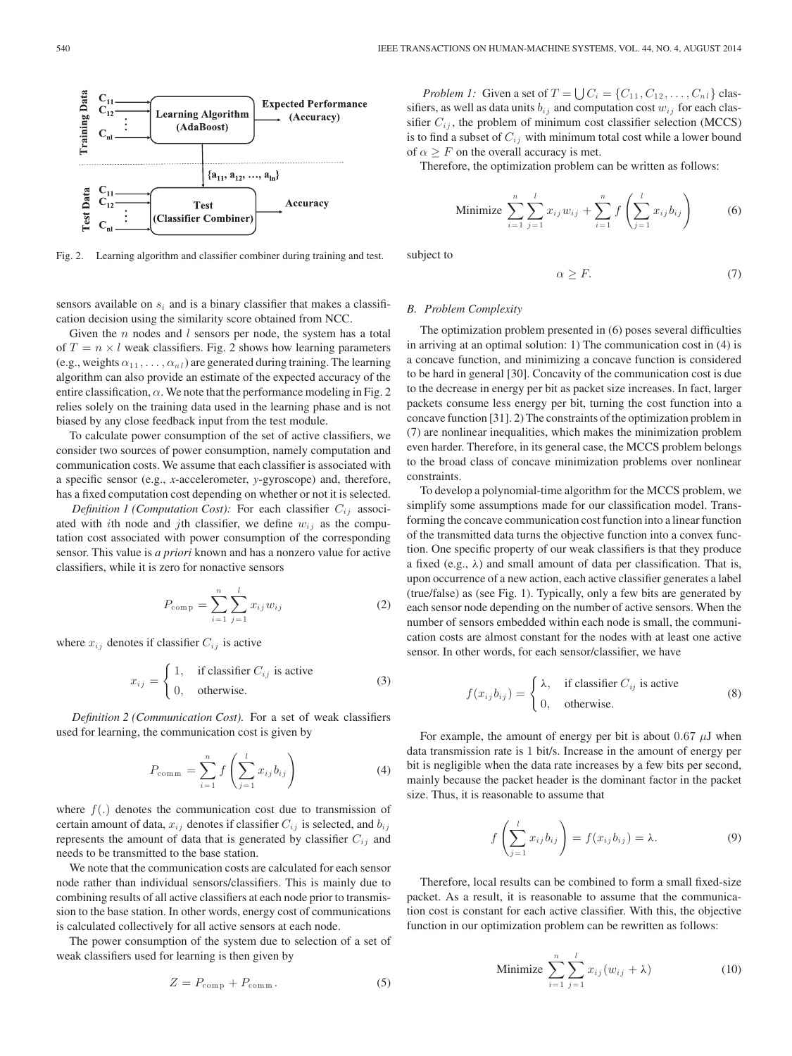Fig. 2. Learning algorithm and classifier combiner during training and test.

sensors available on $s_i$ and is a binary classifier that makes a classification decision using the similarity score obtained from NCC.

Given the $n$ nodes and $l$ sensors per node, the system has a total of $T = n \times l$ weak classifiers. Fig. 2 shows how learning parameters (e.g., weights $\alpha_{11}, \ldots, \alpha_{nl}$) are generated during training. The learning algorithm can also provide an estimate of the expected accuracy of the entire classification, $\alpha$. We note that the performance modeling in Fig. 2 relies solely on the training data used in the learning phase and is not biased by any close feedback input from the test module.

To calculate power consumption of the set of active classifiers, we consider two sources of power consumption, namely computation and communication costs. We assume that each classifier is associated with a specific sensor (e.g., *x*-accelerometer, *y*-gyroscope) and, therefore, has a fixed computation cost depending on whether or not it is selected.

*Definition 1 (Computation Cost):* For each classifier $C_{ij}$ associated with $i$th node and $j$th classifier, we define $w_{ij}$ as the computation cost associated with power consumption of the corresponding sensor. This value is *a priori* known and has a nonzero value for active classifiers, while it is zero for nonactive sensors

$$P_{\text{comp}} = \sum_{i=1}^{n} \sum_{j=1}^{l} x_{ij} w_{ij} \tag{2}$$

where $x_{ij}$ denotes if classifier $C_{ij}$ is active

$$x_{ij} = \begin{cases} 1, & \text{if classifier } C_{ij} \text{ is active} \\ 0, & \text{otherwise.} \end{cases} \tag{3}$$

*Definition 2 (Communication Cost).* For a set of weak classifiers used for learning, the communication cost is given by

$$P_{\text{comm}} = \sum_{i=1}^{n} f\left(\sum_{j=1}^{l} x_{ij} b_{ij}\right) \tag{4}$$

where $f(.)$ denotes the communication cost due to transmission of certain amount of data, $x_{ij}$ denotes if classifier $C_{ij}$ is selected, and $b_{ij}$ represents the amount of data that is generated by classifier $C_{ij}$ and needs to be transmitted to the base station.

We note that the communication costs are calculated for each sensor node rather than individual sensors/classifiers. This is mainly due to combining results of all active classifiers at each node prior to transmission to the base station. In other words, energy cost of communications is calculated collectively for all active sensors at each node.

The power consumption of the system due to selection of a set of weak classifiers used for learning is then given by

$$Z = P_{\text{comp}} + P_{\text{comm}}. \tag{5}$$

*Problem 1:* Given a set of $T = \bigcup C_i = \{C_{11}, C_{12}, \ldots, C_{nl}\}$ classifiers, as well as data units $b_{ij}$ and computation cost $w_{ij}$ for each classifier $C_{ij}$, the problem of minimum cost classifier selection (MCCS) is to find a subset of $C_{ij}$ with minimum total cost while a lower bound of $\alpha \geq F$ on the overall accuracy is met.

Therefore, the optimization problem can be written as follows:

$$\text{Minimize } \sum_{i=1}^{n} \sum_{j=1}^{l} x_{ij} w_{ij} + \sum_{i=1}^{n} f\left(\sum_{j=1}^{l} x_{ij} b_{ij}\right) \tag{6}$$

subject to

$$\alpha \geq F. \tag{7}$$

### B. Problem Complexity

The optimization problem presented in (6) poses several difficulties in arriving at an optimal solution: 1) The communication cost in (4) is a concave function, and minimizing a concave function is considered to be hard in general [30]. Concavity of the communication cost is due to the decrease in energy per bit as packet size increases. In fact, larger packets consume less energy per bit, turning the cost function into a concave function [31]. 2) The constraints of the optimization problem in (7) are nonlinear inequalities, which makes the minimization problem even harder. Therefore, in its general case, the MCCS problem belongs to the broad class of concave minimization problems over nonlinear constraints.

To develop a polynomial-time algorithm for the MCCS problem, we simplify some assumptions made for our classification model. Transforming the concave communication cost function into a linear function of the transmitted data turns the objective function into a convex function. One specific property of our weak classifiers is that they produce a fixed (e.g., $\lambda$) and small amount of data per classification. That is, upon occurrence of a new action, each active classifier generates a label (true/false) as (see Fig. 1). Typically, only a few bits are generated by each sensor node depending on the number of active sensors. When the number of sensors embedded within each node is small, the communication costs are almost constant for the nodes with at least one active sensor. In other words, for each sensor/classifier, we have

$$f(x_{ij} b_{ij}) = \begin{cases} \lambda, & \text{if classifier } C_{ij} \text{ is active} \\ 0, & \text{otherwise.} \end{cases} \tag{8}$$

For example, the amount of energy per bit is about $0.67\ \mu$J when data transmission rate is 1 bit/s. Increase in the amount of energy per bit is negligible when the data rate increases by a few bits per second, mainly because the packet header is the dominant factor in the packet size. Thus, it is reasonable to assume that

$$f\left(\sum_{j=1}^{l} x_{ij} b_{ij}\right) = f(x_{ij} b_{ij}) = \lambda. \tag{9}$$

Therefore, local results can be combined to form a small fixed-size packet. As a result, it is reasonable to assume that the communication cost is constant for each active classifier. With this, the objective function in our optimization problem can be rewritten as follows:

$$\text{Minimize } \sum_{i=1}^{n} \sum_{j=1}^{l} x_{ij} (w_{ij} + \lambda) \tag{10}$$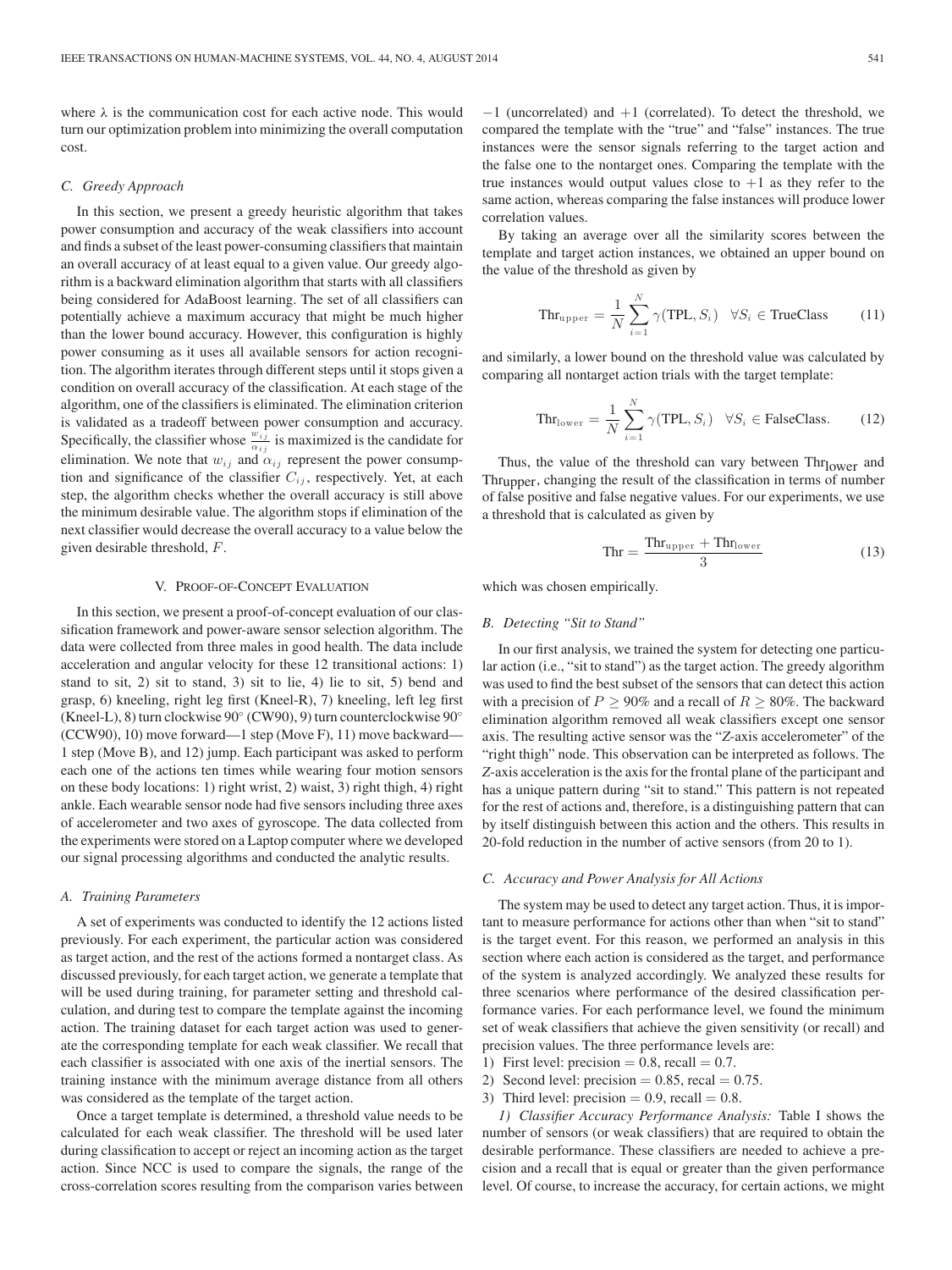where $\lambda$ is the communication cost for each active node. This would turn our optimization problem into minimizing the overall computation cost.

### C. Greedy Approach

In this section, we present a greedy heuristic algorithm that takes power consumption and accuracy of the weak classifiers into account and finds a subset of the least power-consuming classifiers that maintain an overall accuracy of at least equal to a given value. Our greedy algorithm is a backward elimination algorithm that starts with all classifiers being considered for AdaBoost learning. The set of all classifiers can potentially achieve a maximum accuracy that might be much higher than the lower bound accuracy. However, this configuration is highly power consuming as it uses all available sensors for action recognition. The algorithm iterates through different steps until it stops given a condition on overall accuracy of the classification. At each stage of the algorithm, one of the classifiers is eliminated. The elimination criterion is validated as a tradeoff between power consumption and accuracy. Specifically, the classifier whose $\frac{w_{ij}}{\alpha_{ij}}$ is maximized is the candidate for elimination. We note that $w_{ij}$ and $\alpha_{ij}$ represent the power consumption and significance of the classifier $C_{ij}$, respectively. Yet, at each step, the algorithm checks whether the overall accuracy is still above the minimum desirable value. The algorithm stops if elimination of the next classifier would decrease the overall accuracy to a value below the given desirable threshold, $F$.

## V. Proof-of-Concept Evaluation

In this section, we present a proof-of-concept evaluation of our classification framework and power-aware sensor selection algorithm. The data were collected from three males in good health. The data include acceleration and angular velocity for these 12 transitional actions: 1) stand to sit, 2) sit to stand, 3) sit to lie, 4) lie to sit, 5) bend and grasp, 6) kneeling, right leg first (Kneel-R), 7) kneeling, left leg first (Kneel-L), 8) turn clockwise 90° (CW90), 9) turn counterclockwise 90° (CCW90), 10) move forward—1 step (Move F), 11) move backward—1 step (Move B), and 12) jump. Each participant was asked to perform each one of the actions ten times while wearing four motion sensors on these body locations: 1) right wrist, 2) waist, 3) right thigh, 4) right ankle. Each wearable sensor node had five sensors including three axes of accelerometer and two axes of gyroscope. The data collected from the experiments were stored on a Laptop computer where we developed our signal processing algorithms and conducted the analytic results.

### A. Training Parameters

A set of experiments was conducted to identify the 12 actions listed previously. For each experiment, the particular action was considered as target action, and the rest of the actions formed a nontarget class. As discussed previously, for each target action, we generate a template that will be used during training, for parameter setting and threshold calculation, and during test to compare the template against the incoming action. The training dataset for each target action was used to generate the corresponding template for each weak classifier. We recall that each classifier is associated with one axis of the inertial sensors. The training instance with the minimum average distance from all others was considered as the template of the target action.

Once a target template is determined, a threshold value needs to be calculated for each weak classifier. The threshold will be used later during classification to accept or reject an incoming action as the target action. Since NCC is used to compare the signals, the range of the cross-correlation scores resulting from the comparison varies between $-1$ (uncorrelated) and $+1$ (correlated). To detect the threshold, we compared the template with the "true" and "false" instances. The true instances were the sensor signals referring to the target action and the false one to the nontarget ones. Comparing the template with the true instances would output values close to $+1$ as they refer to the same action, whereas comparing the false instances will produce lower correlation values.

By taking an average over all the similarity scores between the template and target action instances, we obtained an upper bound on the value of the threshold as given by

$$\text{Thr}_{\text{upper}} = \frac{1}{N}\sum_{i=1}^{N}\gamma(\text{TPL}, S_i) \quad \forall S_i \in \text{TrueClass} \tag{11}$$

and similarly, a lower bound on the threshold value was calculated by comparing all nontarget action trials with the target template:

$$\text{Thr}_{\text{lower}} = \frac{1}{N}\sum_{i=1}^{N}\gamma(\text{TPL}, S_i) \quad \forall S_i \in \text{FalseClass}. \tag{12}$$

Thus, the value of the threshold can vary between $\text{Thr}_{\text{lower}}$ and $\text{Thr}_{\text{upper}}$, changing the result of the classification in terms of number of false positive and false negative values. For our experiments, we use a threshold that is calculated as given by

$$\text{Thr} = \frac{\text{Thr}_{\text{upper}} + \text{Thr}_{\text{lower}}}{3} \tag{13}$$

which was chosen empirically.

### B. Detecting "Sit to Stand"

In our first analysis, we trained the system for detecting one particular action (i.e., "sit to stand") as the target action. The greedy algorithm was used to find the best subset of the sensors that can detect this action with a precision of $P \geq 90\%$ and a recall of $R \geq 80\%$. The backward elimination algorithm removed all weak classifiers except one sensor axis. The resulting active sensor was the "Z-axis accelerometer" of the "right thigh" node. This observation can be interpreted as follows. The Z-axis acceleration is the axis for the frontal plane of the participant and has a unique pattern during "sit to stand." This pattern is not repeated for the rest of actions and, therefore, is a distinguishing pattern that can by itself distinguish between this action and the others. This results in 20-fold reduction in the number of active sensors (from 20 to 1).

### C. Accuracy and Power Analysis for All Actions

The system may be used to detect any target action. Thus, it is important to measure performance for actions other than when "sit to stand" is the target event. For this reason, we performed an analysis in this section where each action is considered as the target, and performance of the system is analyzed accordingly. We analyzed these results for three scenarios where performance of the desired classification performance varies. For each performance level, we found the minimum set of weak classifiers that achieve the given sensitivity (or recall) and precision values. The three performance levels are:

1) First level: precision = 0.8, recall = 0.7.
2) Second level: precision = 0.85, recal = 0.75.
3) Third level: precision = 0.9, recall = 0.8.

*1) Classifier Accuracy Performance Analysis:* Table I shows the number of sensors (or weak classifiers) that are required to obtain the desirable performance. These classifiers are needed to achieve a precision and a recall that is equal or greater than the given performance level. Of course, to increase the accuracy, for certain actions, we might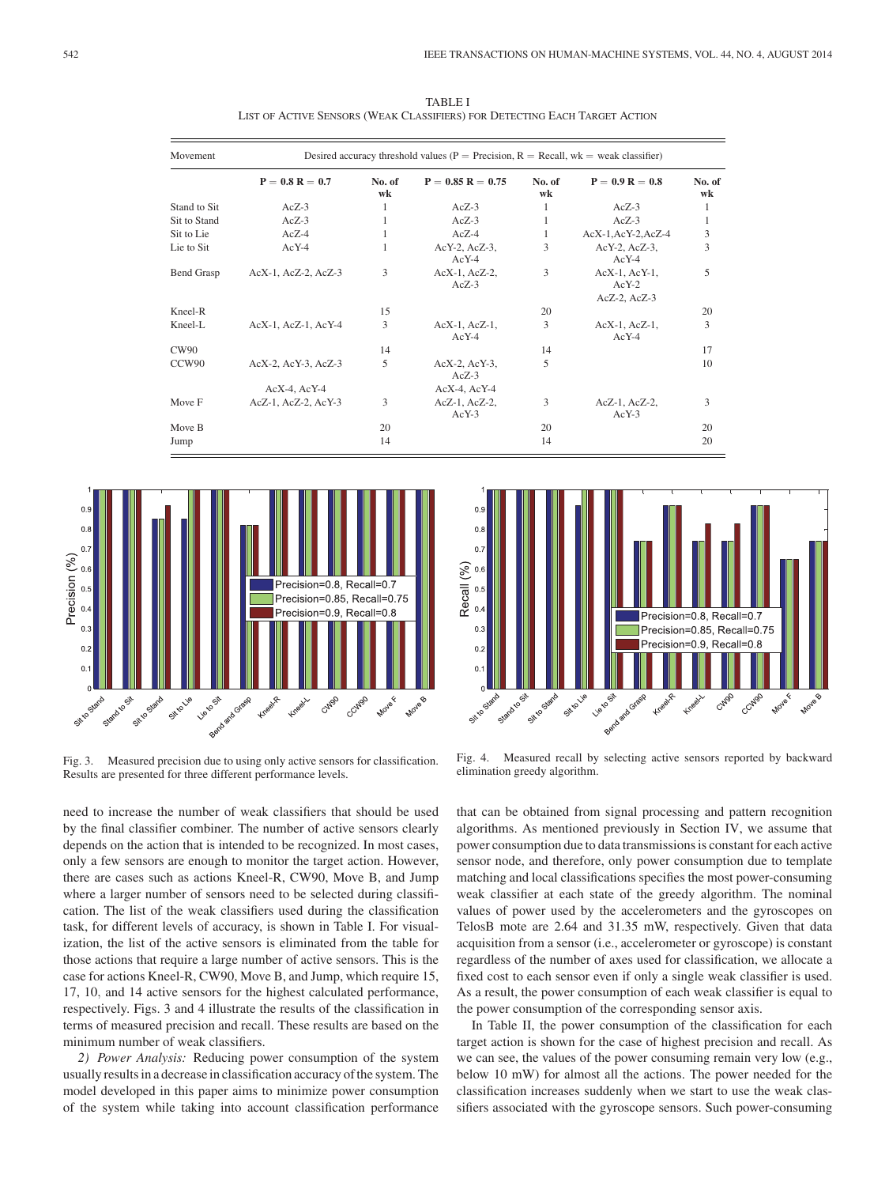TABLE I
LIST OF ACTIVE SENSORS (WEAK CLASSIFIERS) FOR DETECTING EACH TARGET ACTION

| Movement | Desired accuracy threshold values (P = Precision, R = Recall, wk = weak classifier) | | | | | |
|---|---|---|---|---|---|---|
| | P = 0.8 R = 0.7 | No. of wk | P = 0.85 R = 0.75 | No. of wk | P = 0.9 R = 0.8 | No. of wk |
| Stand to Sit | AcZ-3 | 1 | AcZ-3 | 1 | AcZ-3 | 1 |
| Sit to Stand | AcZ-3 | 1 | AcZ-3 | 1 | AcZ-3 | 1 |
| Sit to Lie | AcZ-4 | 1 | AcZ-4 | 1 | AcX-1,AcY-2,AcZ-4 | 3 |
| Lie to Sit | AcY-4 | 1 | AcY-2, AcZ-3, AcY-4 | 3 | AcY-2, AcZ-3, AcY-4 | 3 |
| Bend Grasp | AcX-1, AcZ-2, AcZ-3 | 3 | AcX-1, AcZ-2, AcZ-3 | 3 | AcX-1, AcY-1, AcY-2 AcZ-2, AcZ-3 | 5 |
| Kneel-R | | 15 | | 20 | | 20 |
| Kneel-L | AcX-1, AcZ-1, AcY-4 | 3 | AcX-1, AcZ-1, AcY-4 | 3 | AcX-1, AcZ-1, AcY-4 | 3 |
| CW90 | | 14 | | 14 | | 17 |
| CCW90 | AcX-2, AcY-3, AcZ-3 AcX-4, AcY-4 | 5 | AcX-2, AcY-3, AcZ-3 AcX-4, AcY-4 | 5 | | 10 |
| Move F | AcZ-1, AcZ-2, AcY-3 | 3 | AcZ-1, AcZ-2, AcY-3 | 3 | AcZ-1, AcZ-2, AcY-3 | 3 |
| Move B | | 20 | | 20 | | 20 |
| Jump | | 14 | | 14 | | 20 |

Fig. 3. Measured precision due to using only active sensors for classification. Results are presented for three different performance levels.

Fig. 4. Measured recall by selecting active sensors reported by backward elimination greedy algorithm.

need to increase the number of weak classifiers that should be used by the final classifier combiner. The number of active sensors clearly depends on the action that is intended to be recognized. In most cases, only a few sensors are enough to monitor the target action. However, there are cases such as actions Kneel-R, CW90, Move B, and Jump where a larger number of sensors need to be selected during classification. The list of the weak classifiers used during the classification task, for different levels of accuracy, is shown in Table I. For visualization, the list of the active sensors is eliminated from the table for those actions that require a large number of active sensors. This is the case for actions Kneel-R, CW90, Move B, and Jump, which require 15, 17, 10, and 14 active sensors for the highest calculated performance, respectively. Figs. 3 and 4 illustrate the results of the classification in terms of measured precision and recall. These results are based on the minimum number of weak classifiers.

*2) Power Analysis:* Reducing power consumption of the system usually results in a decrease in classification accuracy of the system. The model developed in this paper aims to minimize power consumption of the system while taking into account classification performance that can be obtained from signal processing and pattern recognition algorithms. As mentioned previously in Section IV, we assume that power consumption due to data transmissions is constant for each active sensor node, and therefore, only power consumption due to template matching and local classifications specifies the most power-consuming weak classifier at each state of the greedy algorithm. The nominal values of power used by the accelerometers and the gyroscopes on TelosB mote are 2.64 and 31.35 mW, respectively. Given that data acquisition from a sensor (i.e., accelerometer or gyroscope) is constant regardless of the number of axes used for classification, we allocate a fixed cost to each sensor even if only a single weak classifier is used. As a result, the power consumption of each weak classifier is equal to the power consumption of the corresponding sensor axis.

In Table II, the power consumption of the classification for each target action is shown for the case of highest precision and recall. As we can see, the values of the power consuming remain very low (e.g., below 10 mW) for almost all the actions. The power needed for the classification increases suddenly when we start to use the weak classifiers associated with the gyroscope sensors. Such power-consuming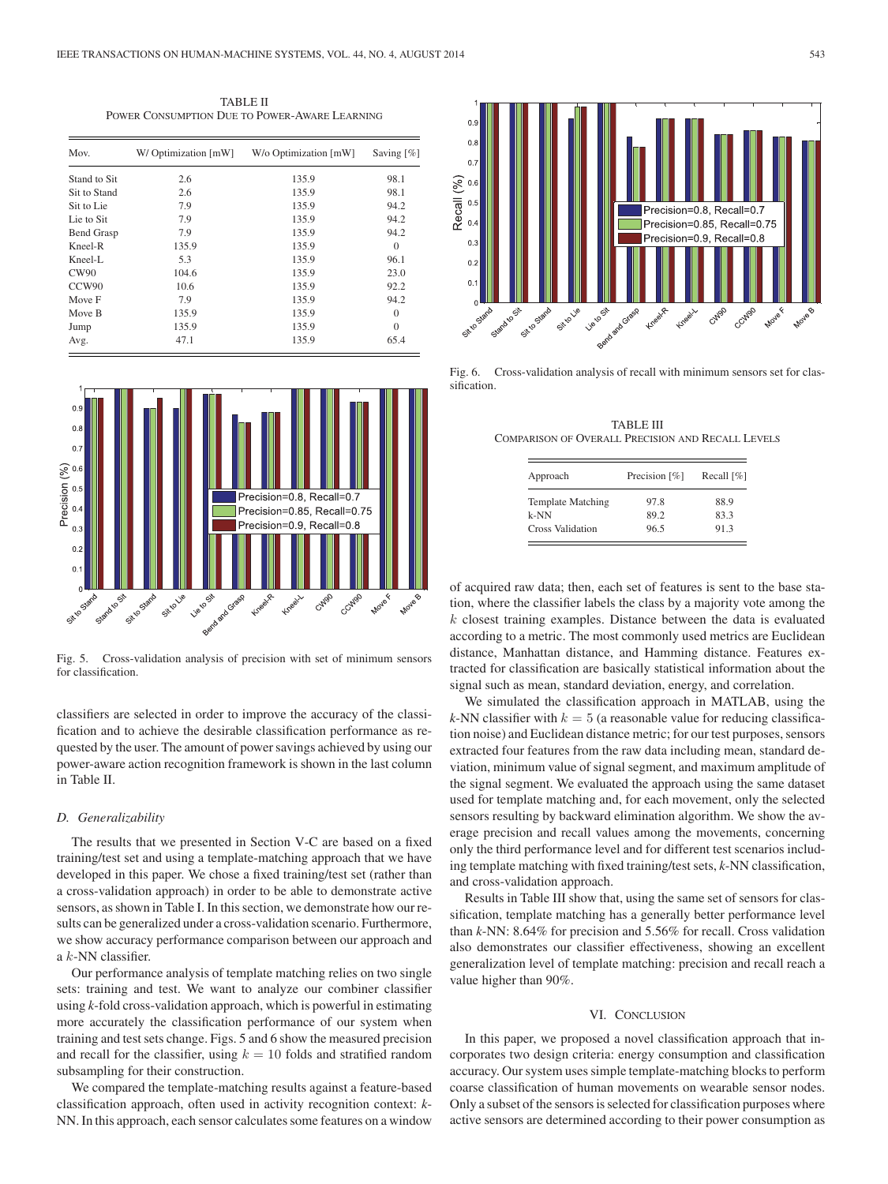TABLE II
POWER CONSUMPTION DUE TO POWER-AWARE LEARNING

| Mov. | W/ Optimization [mW] | W/o Optimization [mW] | Saving [%] |
|---|---|---|---|
| Stand to Sit | 2.6 | 135.9 | 98.1 |
| Sit to Stand | 2.6 | 135.9 | 98.1 |
| Sit to Lie | 7.9 | 135.9 | 94.2 |
| Lie to Sit | 7.9 | 135.9 | 94.2 |
| Bend Grasp | 7.9 | 135.9 | 94.2 |
| Kneel-R | 135.9 | 135.9 | 0 |
| Kneel-L | 5.3 | 135.9 | 96.1 |
| CW90 | 104.6 | 135.9 | 23.0 |
| CCW90 | 10.6 | 135.9 | 92.2 |
| Move F | 7.9 | 135.9 | 94.2 |
| Move B | 135.9 | 135.9 | 0 |
| Jump | 135.9 | 135.9 | 0 |
| Avg. | 47.1 | 135.9 | 65.4 |

Fig. 5. Cross-validation analysis of precision with set of minimum sensors for classification.

classifiers are selected in order to improve the accuracy of the classification and to achieve the desirable classification performance as requested by the user. The amount of power savings achieved by using our power-aware action recognition framework is shown in the last column in Table II.

### *D. Generalizability*

The results that we presented in Section V-C are based on a fixed training/test set and using a template-matching approach that we have developed in this paper. We chose a fixed training/test set (rather than a cross-validation approach) in order to be able to demonstrate active sensors, as shown in Table I. In this section, we demonstrate how our results can be generalized under a cross-validation scenario. Furthermore, we show accuracy performance comparison between our approach and a $k$-NN classifier.

Our performance analysis of template matching relies on two single sets: training and test. We want to analyze our combiner classifier using $k$-fold cross-validation approach, which is powerful in estimating more accurately the classification performance of our system when training and test sets change. Figs. 5 and 6 show the measured precision and recall for the classifier, using $k = 10$ folds and stratified random subsampling for their construction.

We compared the template-matching results against a feature-based classification approach, often used in activity recognition context: $k$-NN. In this approach, each sensor calculates some features on a window of acquired raw data; then, each set of features is sent to the base station, where the classifier labels the class by a majority vote among the $k$ closest training examples. Distance between the data is evaluated according to a metric. The most commonly used metrics are Euclidean distance, Manhattan distance, and Hamming distance. Features extracted for classification are basically statistical information about the signal such as mean, standard deviation, energy, and correlation.

Fig. 6. Cross-validation analysis of recall with minimum sensors set for classification.

TABLE III
COMPARISON OF OVERALL PRECISION AND RECALL LEVELS

| Approach | Precision [%] | Recall [%] |
|---|---|---|
| Template Matching | 97.8 | 88.9 |
| k-NN | 89.2 | 83.3 |
| Cross Validation | 96.5 | 91.3 |

We simulated the classification approach in MATLAB, using the $k$-NN classifier with $k = 5$ (a reasonable value for reducing classification noise) and Euclidean distance metric; for our test purposes, sensors extracted four features from the raw data including mean, standard deviation, minimum value of signal segment, and maximum amplitude of the signal segment. We evaluated the approach using the same dataset used for template matching and, for each movement, only the selected sensors resulting by backward elimination algorithm. We show the average precision and recall values among the movements, concerning only the third performance level and for different test scenarios including template matching with fixed training/test sets, $k$-NN classification, and cross-validation approach.

Results in Table III show that, using the same set of sensors for classification, template matching has a generally better performance level than $k$-NN: 8.64% for precision and 5.56% for recall. Cross validation also demonstrates our classifier effectiveness, showing an excellent generalization level of template matching: precision and recall reach a value higher than 90%.

## VI. CONCLUSION

In this paper, we proposed a novel classification approach that incorporates two design criteria: energy consumption and classification accuracy. Our system uses simple template-matching blocks to perform coarse classification of human movements on wearable sensor nodes. Only a subset of the sensors is selected for classification purposes where active sensors are determined according to their power consumption as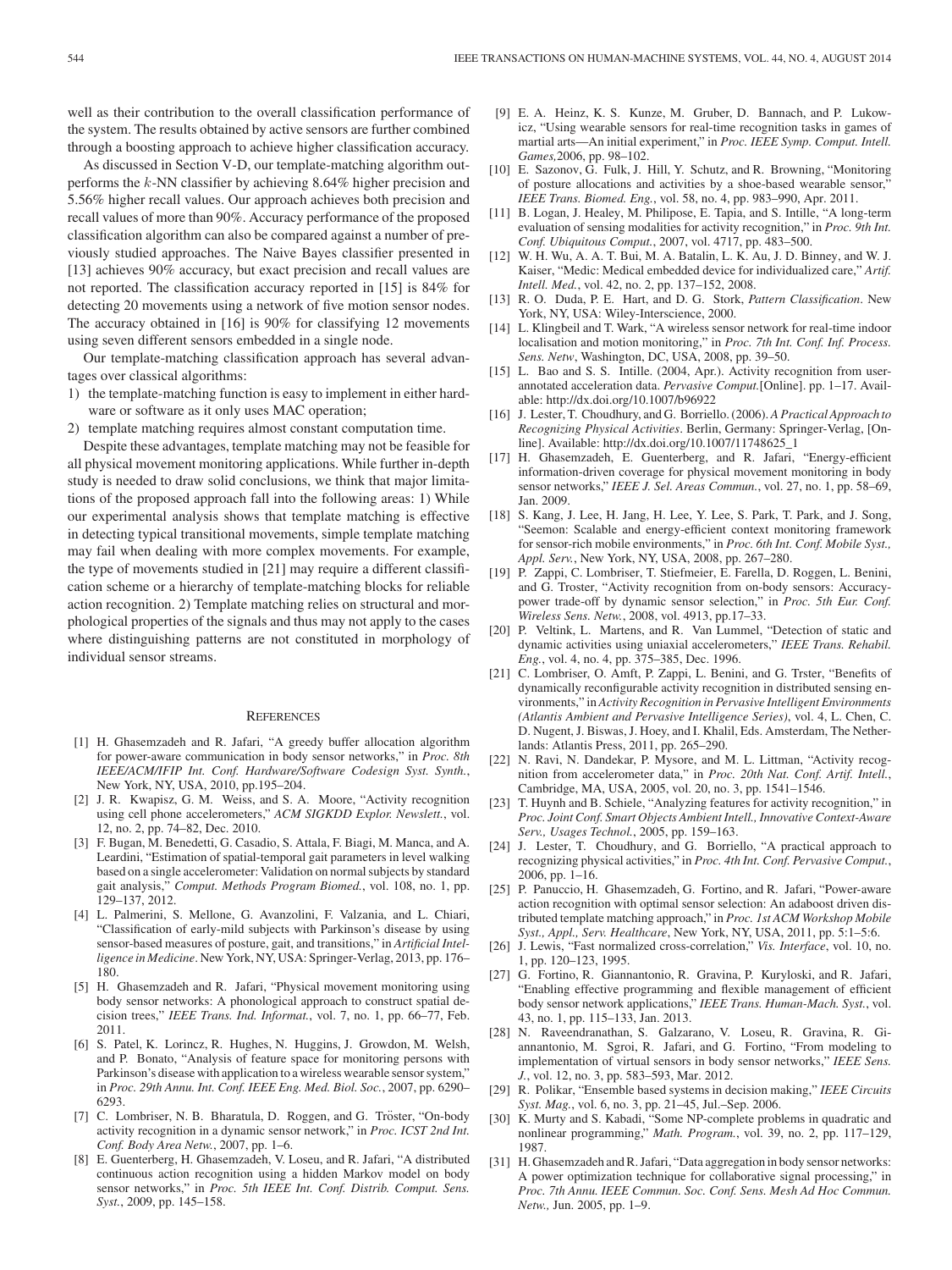well as their contribution to the overall classification performance of the system. The results obtained by active sensors are further combined through a boosting approach to achieve higher classification accuracy.

As discussed in Section V-D, our template-matching algorithm outperforms the $k$-NN classifier by achieving 8.64% higher precision and 5.56% higher recall values. Our approach achieves both precision and recall values of more than 90%. Accuracy performance of the proposed classification algorithm can also be compared against a number of previously studied approaches. The Naive Bayes classifier presented in [13] achieves 90% accuracy, but exact precision and recall values are not reported. The classification accuracy reported in [15] is 84% for detecting 20 movements using a network of five motion sensor nodes. The accuracy obtained in [16] is 90% for classifying 12 movements using seven different sensors embedded in a single node.

Our template-matching classification approach has several advantages over classical algorithms:

1) the template-matching function is easy to implement in either hardware or software as it only uses MAC operation;
2) template matching requires almost constant computation time.

Despite these advantages, template matching may not be feasible for all physical movement monitoring applications. While further in-depth study is needed to draw solid conclusions, we think that major limitations of the proposed approach fall into the following areas: 1) While our experimental analysis shows that template matching is effective in detecting typical transitional movements, simple template matching may fail when dealing with more complex movements. For example, the type of movements studied in [21] may require a different classification scheme or a hierarchy of template-matching blocks for reliable action recognition. 2) Template matching relies on structural and morphological properties of the signals and thus may not apply to the cases where distinguishing patterns are not constituted in morphology of individual sensor streams.

## References

[1] H. Ghasemzadeh and R. Jafari, "A greedy buffer allocation algorithm for power-aware communication in body sensor networks," in *Proc. 8th IEEE/ACM/IFIP Int. Conf. Hardware/Software Codesign Syst. Synth.*, New York, NY, USA, 2010, pp.195–204.

[2] J. R. Kwapisz, G. M. Weiss, and S. A. Moore, "Activity recognition using cell phone accelerometers," *ACM SIGKDD Explor. Newslett.*, vol. 12, no. 2, pp. 74–82, Dec. 2010.

[3] F. Bugan, M. Benedetti, G. Casadio, S. Attala, F. Biagi, M. Manca, and A. Leardini, "Estimation of spatial-temporal gait parameters in level walking based on a single accelerometer: Validation on normal subjects by standard gait analysis," *Comput. Methods Program Biomed.*, vol. 108, no. 1, pp. 129–137, 2012.

[4] L. Palmerini, S. Mellone, G. Avanzolini, F. Valzania, and L. Chiari, "Classification of early-mild subjects with Parkinson's disease by using sensor-based measures of posture, gait, and transitions," in *Artificial Intelligence in Medicine*. New York, NY, USA: Springer-Verlag, 2013, pp. 176–180.

[5] H. Ghasemzadeh and R. Jafari, "Physical movement monitoring using body sensor networks: A phonological approach to construct spatial decision trees," *IEEE Trans. Ind. Informat.*, vol. 7, no. 1, pp. 66–77, Feb. 2011.

[6] S. Patel, K. Lorincz, R. Hughes, N. Huggins, J. Growdon, M. Welsh, and P. Bonato, "Analysis of feature space for monitoring persons with Parkinson's disease with application to a wireless wearable sensor system," in *Proc. 29th Annu. Int. Conf. IEEE Eng. Med. Biol. Soc.*, 2007, pp. 6290–6293.

[7] C. Lombriser, N. B. Bharatula, D. Roggen, and G. Tröster, "On-body activity recognition in a dynamic sensor network," in *Proc. ICST 2nd Int. Conf. Body Area Netw.*, 2007, pp. 1–6.

[8] E. Guenterberg, H. Ghasemzadeh, V. Loseu, and R. Jafari, "A distributed continuous action recognition using a hidden Markov model on body sensor networks," in *Proc. 5th IEEE Int. Conf. Distrib. Comput. Sens. Syst.*, 2009, pp. 145–158.

[9] E. A. Heinz, K. S. Kunze, M. Gruber, D. Bannach, and P. Lukowicz, "Using wearable sensors for real-time recognition tasks in games of martial arts—An initial experiment," in *Proc. IEEE Symp. Comput. Intell. Games,*2006, pp. 98–102.

[10] E. Sazonov, G. Fulk, J. Hill, Y. Schutz, and R. Browning, "Monitoring of posture allocations and activities by a shoe-based wearable sensor," *IEEE Trans. Biomed. Eng.*, vol. 58, no. 4, pp. 983–990, Apr. 2011.

[11] B. Logan, J. Healey, M. Philipose, E. Tapia, and S. Intille, "A long-term evaluation of sensing modalities for activity recognition," in *Proc. 9th Int. Conf. Ubiquitous Comput.*, 2007, vol. 4717, pp. 483–500.

[12] W. H. Wu, A. A. T. Bui, M. A. Batalin, L. K. Au, J. D. Binney, and W. J. Kaiser, "Medic: Medical embedded device for individualized care," *Artif. Intell. Med.*, vol. 42, no. 2, pp. 137–152, 2008.

[13] R. O. Duda, P. E. Hart, and D. G. Stork, *Pattern Classification*. New York, NY, USA: Wiley-Interscience, 2000.

[14] L. Klingbeil and T. Wark, "A wireless sensor network for real-time indoor localisation and motion monitoring," in *Proc. 7th Int. Conf. Inf. Process. Sens. Netw*, Washington, DC, USA, 2008, pp. 39–50.

[15] L. Bao and S. S. Intille. (2004, Apr.). Activity recognition from user-annotated acceleration data. *Pervasive Comput.*[Online]. pp. 1–17. Available: http://dx.doi.org/10.1007/b96922

[16] J. Lester, T. Choudhury, and G. Borriello. (2006). *A Practical Approach to Recognizing Physical Activities*. Berlin, Germany: Springer-Verlag, [Online]. Available: http://dx.doi.org/10.1007/11748625_1

[17] H. Ghasemzadeh, E. Guenterberg, and R. Jafari, "Energy-efficient information-driven coverage for physical movement monitoring in body sensor networks," *IEEE J. Sel. Areas Commun.*, vol. 27, no. 1, pp. 58–69, Jan. 2009.

[18] S. Kang, J. Lee, H. Jang, H. Lee, Y. Lee, S. Park, T. Park, and J. Song, "Seemon: Scalable and energy-efficient context monitoring framework for sensor-rich mobile environments," in *Proc. 6th Int. Conf. Mobile Syst., Appl. Serv.*, New York, NY, USA, 2008, pp. 267–280.

[19] P. Zappi, C. Lombriser, T. Stiefmeier, E. Farella, D. Roggen, L. Benini, and G. Troster, "Activity recognition from on-body sensors: Accuracy-power trade-off by dynamic sensor selection," in *Proc. 5th Eur. Conf. Wireless Sens. Netw.*, 2008, vol. 4913, pp.17–33.

[20] P. Veltink, L. Martens, and R. Van Lummel, "Detection of static and dynamic activities using uniaxial accelerometers," *IEEE Trans. Rehabil. Eng.*, vol. 4, no. 4, pp. 375–385, Dec. 1996.

[21] C. Lombriser, O. Amft, P. Zappi, L. Benini, and G. Trster, "Benefits of dynamically reconfigurable activity recognition in distributed sensing environments," in *Activity Recognition in Pervasive Intelligent Environments (Atlantis Ambient and Pervasive Intelligence Series)*, vol. 4, L. Chen, C. D. Nugent, J. Biswas, J. Hoey, and I. Khalil, Eds. Amsterdam, The Netherlands: Atlantis Press, 2011, pp. 265–290.

[22] N. Ravi, N. Dandekar, P. Mysore, and M. L. Littman, "Activity recognition from accelerometer data," in *Proc. 20th Nat. Conf. Artif. Intell.*, Cambridge, MA, USA, 2005, vol. 20, no. 3, pp. 1541–1546.

[23] T. Huynh and B. Schiele, "Analyzing features for activity recognition," in *Proc. Joint Conf. Smart Objects Ambient Intell., Innovative Context-Aware Serv., Usages Technol.*, 2005, pp. 159–163.

[24] J. Lester, T. Choudhury, and G. Borriello, "A practical approach to recognizing physical activities," in *Proc. 4th Int. Conf. Pervasive Comput.*, 2006, pp. 1–16.

[25] P. Panuccio, H. Ghasemzadeh, G. Fortino, and R. Jafari, "Power-aware action recognition with optimal sensor selection: An adaboost driven distributed template matching approach," in *Proc. 1st ACM Workshop Mobile Syst., Appl., Serv. Healthcare*, New York, NY, USA, 2011, pp. 5:1–5:6.

[26] J. Lewis, "Fast normalized cross-correlation," *Vis. Interface*, vol. 10, no. 1, pp. 120–123, 1995.

[27] G. Fortino, R. Giannantonio, R. Gravina, P. Kuryloski, and R. Jafari, "Enabling effective programming and flexible management of efficient body sensor network applications," *IEEE Trans. Human-Mach. Syst.*, vol. 43, no. 1, pp. 115–133, Jan. 2013.

[28] N. Raveendranathan, S. Galzarano, V. Loseu, R. Gravina, R. Giannantonio, M. Sgroi, R. Jafari, and G. Fortino, "From modeling to implementation of virtual sensors in body sensor networks," *IEEE Sens. J.*, vol. 12, no. 3, pp. 583–593, Mar. 2012.

[29] R. Polikar, "Ensemble based systems in decision making," *IEEE Circuits Syst. Mag.*, vol. 6, no. 3, pp. 21–45, Jul.–Sep. 2006.

[30] K. Murty and S. Kabadi, "Some NP-complete problems in quadratic and nonlinear programming," *Math. Program.*, vol. 39, no. 2, pp. 117–129, 1987.

[31] H. Ghasemzadeh and R. Jafari, "Data aggregation in body sensor networks: A power optimization technique for collaborative signal processing," in *Proc. 7th Annu. IEEE Commun. Soc. Conf. Sens. Mesh Ad Hoc Commun. Netw.,* Jun. 2005, pp. 1–9.